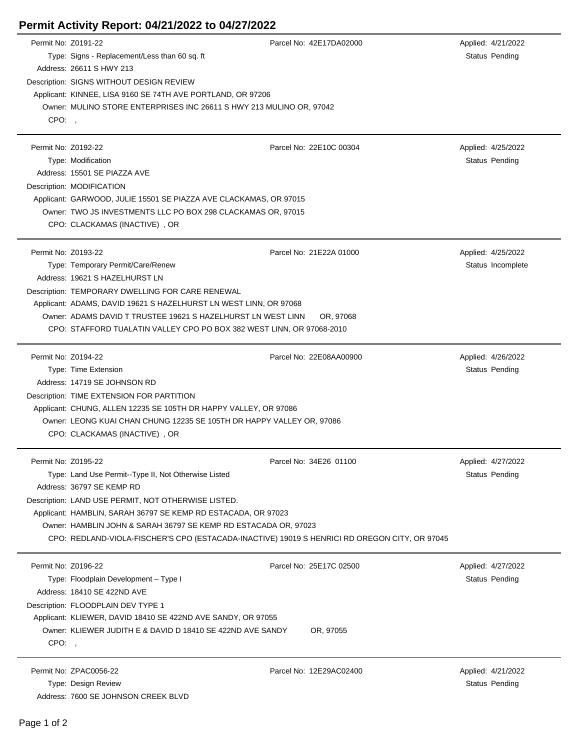# Permit Activity Report: 04/21/2022 to 04/27/2022

Permit No: Z0191-22
Parcel No: 42E17DA02000
Applied: 4/21/2022
Type: Signs - Replacement/Less than 60 sq. ft
Status Pending
Address: 26611 S HWY 213
Description: SIGNS WITHOUT DESIGN REVIEW
Applicant: KINNEE, LISA 9160 SE 74TH AVE PORTLAND, OR 97206
Owner: MULINO STORE ENTERPRISES INC 26611 S HWY 213 MULINO OR, 97042
CPO: ,

---

Permit No: Z0192-22
Parcel No: 22E10C 00304
Applied: 4/25/2022
Type: Modification
Status Pending
Address: 15501 SE PIAZZA AVE
Description: MODIFICATION
Applicant: GARWOOD, JULIE 15501 SE PIAZZA AVE CLACKAMAS, OR 97015
Owner: TWO JS INVESTMENTS LLC PO BOX 298 CLACKAMAS OR, 97015
CPO: CLACKAMAS (INACTIVE) , OR

---

Permit No: Z0193-22
Parcel No: 21E22A 01000
Applied: 4/25/2022
Type: Temporary Permit/Care/Renew
Status Incomplete
Address: 19621 S HAZELHURST LN
Description: TEMPORARY DWELLING FOR CARE RENEWAL
Applicant: ADAMS, DAVID 19621 S HAZELHURST LN WEST LINN, OR 97068
Owner: ADAMS DAVID T TRUSTEE 19621 S HAZELHURST LN WEST LINN OR, 97068
CPO: STAFFORD TUALATIN VALLEY CPO PO BOX 382 WEST LINN, OR 97068-2010

---

Permit No: Z0194-22
Parcel No: 22E08AA00900
Applied: 4/26/2022
Type: Time Extension
Status Pending
Address: 14719 SE JOHNSON RD
Description: TIME EXTENSION FOR PARTITION
Applicant: CHUNG, ALLEN 12235 SE 105TH DR HAPPY VALLEY, OR 97086
Owner: LEONG KUAI CHAN CHUNG 12235 SE 105TH DR HAPPY VALLEY OR, 97086
CPO: CLACKAMAS (INACTIVE) , OR

---

Permit No: Z0195-22
Parcel No: 34E26 01100
Applied: 4/27/2022
Type: Land Use Permit--Type II, Not Otherwise Listed
Status Pending
Address: 36797 SE KEMP RD
Description: LAND USE PERMIT, NOT OTHERWISE LISTED.
Applicant: HAMBLIN, SARAH 36797 SE KEMP RD ESTACADA, OR 97023
Owner: HAMBLIN JOHN & SARAH 36797 SE KEMP RD ESTACADA OR, 97023
CPO: REDLAND-VIOLA-FISCHER'S CPO (ESTACADA-INACTIVE) 19019 S HENRICI RD OREGON CITY, OR 97045

---

Permit No: Z0196-22
Parcel No: 25E17C 02500
Applied: 4/27/2022
Type: Floodplain Development – Type I
Status Pending
Address: 18410 SE 422ND AVE
Description: FLOODPLAIN DEV TYPE 1
Applicant: KLIEWER, DAVID 18410 SE 422ND AVE SANDY, OR 97055
Owner: KLIEWER JUDITH E & DAVID D 18410 SE 422ND AVE SANDY OR, 97055
CPO: ,

---

Permit No: ZPAC0056-22
Parcel No: 12E29AC02400
Applied: 4/21/2022
Type: Design Review
Status Pending
Address: 7600 SE JOHNSON CREEK BLVD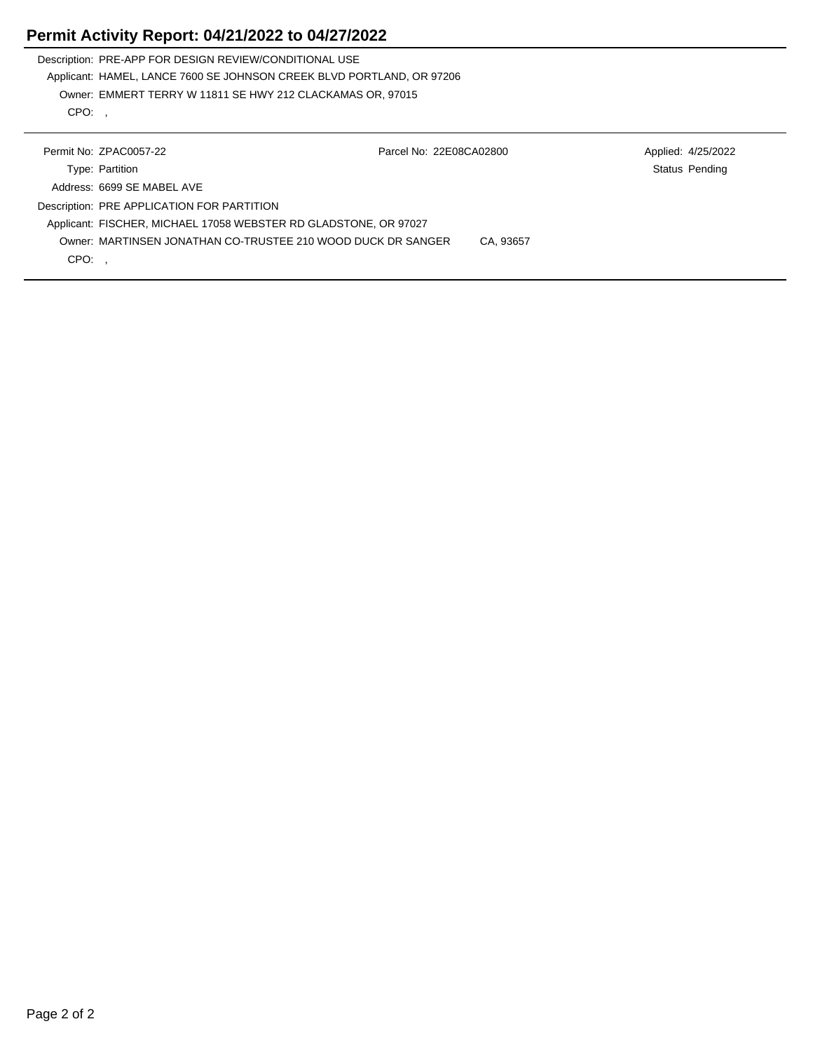# Permit Activity Report: 04/21/2022 to 04/27/2022

Description: PRE-APP FOR DESIGN REVIEW/CONDITIONAL USE

Applicant: HAMEL, LANCE 7600 SE JOHNSON CREEK BLVD PORTLAND, OR 97206

Owner: EMMERT TERRY W 11811 SE HWY 212 CLACKAMAS OR, 97015

CPO: ,

---

Permit No: ZPAC0057-22 | Parcel No: 22E08CA02800 | Applied: 4/25/2022

Type: Partition | Status Pending

Address: 6699 SE MABEL AVE

Description: PRE APPLICATION FOR PARTITION

Applicant: FISCHER, MICHAEL 17058 WEBSTER RD GLADSTONE, OR 97027

Owner: MARTINSEN JONATHAN CO-TRUSTEE 210 WOOD DUCK DR SANGER CA, 93657

CPO: ,